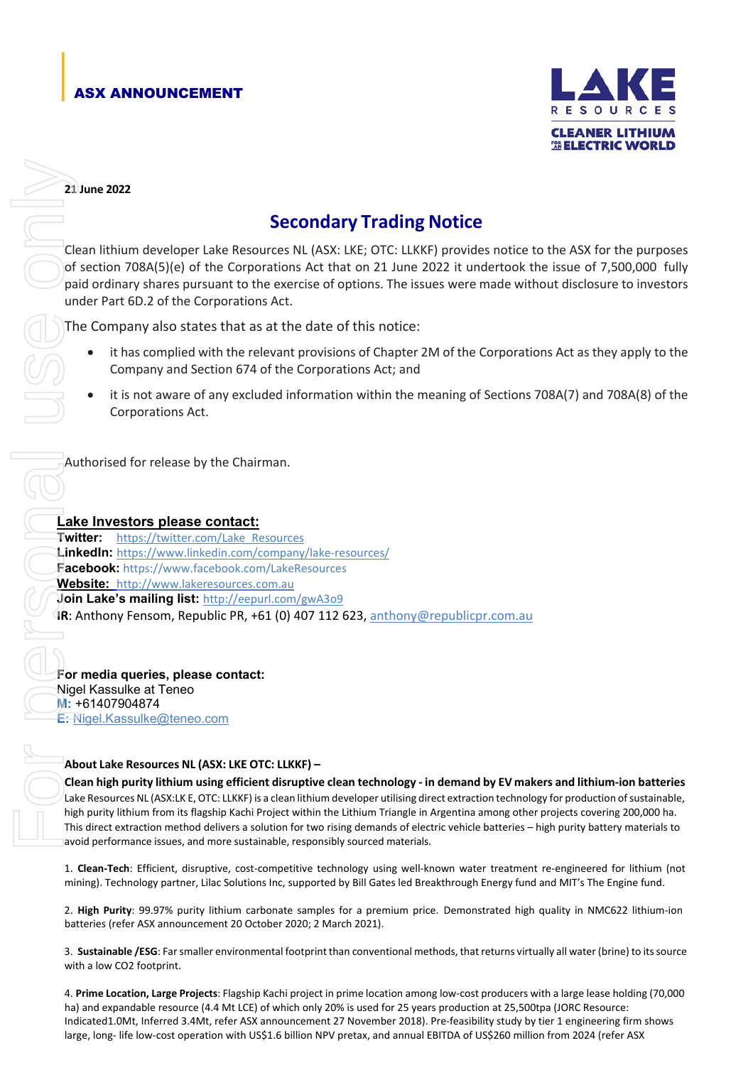**ASX ANNOUNCEMENT**

**21 June 2022**

# Secondary Trading Notice

Clean lithium developer Lake Resources NL (ASX: LKE; OTC: LLKKF) provides notice to the ASX for the purposes of section 708A(5)(e) of the Corporations Act that on 21 June 2022 it undertook the issue of 7,500,000 fully paid ordinary shares pursuant to the exercise of options. The issues were made without disclosure to investors under Part 6D.2 of the Corporations Act.

The Company also states that as at the date of this notice:

- it has complied with the relevant provisions of Chapter 2M of the Corporations Act as they apply to the Company and Section 674 of the Corporations Act; and
- it is not aware of any excluded information within the meaning of Sections 708A(7) and 708A(8) of the Corporations Act.

Authorised for release by the Chairman.

**Lake Investors please contact:**
**Twitter:** https://twitter.com/Lake_Resources
**LinkedIn:** https://www.linkedin.com/company/lake-resources/
**Facebook:** https://www.facebook.com/LakeResources
**Website:** http://www.lakeresources.com.au
**Join Lake's mailing list:** http://eepurl.com/gwA3o9
**IR**: Anthony Fensom, Republic PR, +61 (0) 407 112 623, anthony@republicpr.com.au

**For media queries, please contact:**
Nigel Kassulke at Teneo
**M:** +61407904874
**E:** Nigel.Kassulke@teneo.com

**About Lake Resources NL (ASX: LKE OTC: LLKKF) –**

**Clean high purity lithium using efficient disruptive clean technology - in demand by EV makers and lithium-ion batteries**

Lake Resources NL (ASX:LK E, OTC: LLKKF) is a clean lithium developer utilising direct extraction technology for production of sustainable, high purity lithium from its flagship Kachi Project within the Lithium Triangle in Argentina among other projects covering 200,000 ha. This direct extraction method delivers a solution for two rising demands of electric vehicle batteries – high purity battery materials to avoid performance issues, and more sustainable, responsibly sourced materials.

1. **Clean-Tech**: Efficient, disruptive, cost-competitive technology using well-known water treatment re-engineered for lithium (not mining). Technology partner, Lilac Solutions Inc, supported by Bill Gates led Breakthrough Energy fund and MIT's The Engine fund.

2. **High Purity**: 99.97% purity lithium carbonate samples for a premium price. Demonstrated high quality in NMC622 lithium-ion batteries (refer ASX announcement 20 October 2020; 2 March 2021).

3. **Sustainable /ESG**: Far smaller environmental footprint than conventional methods, that returns virtually all water (brine) to its source with a low CO2 footprint.

4. **Prime Location, Large Projects**: Flagship Kachi project in prime location among low-cost producers with a large lease holding (70,000 ha) and expandable resource (4.4 Mt LCE) of which only 20% is used for 25 years production at 25,500tpa (JORC Resource: Indicated1.0Mt, Inferred 3.4Mt, refer ASX announcement 27 November 2018). Pre-feasibility study by tier 1 engineering firm shows large, long- life low-cost operation with US$1.6 billion NPV pretax, and annual EBITDA of US$260 million from 2024 (refer ASX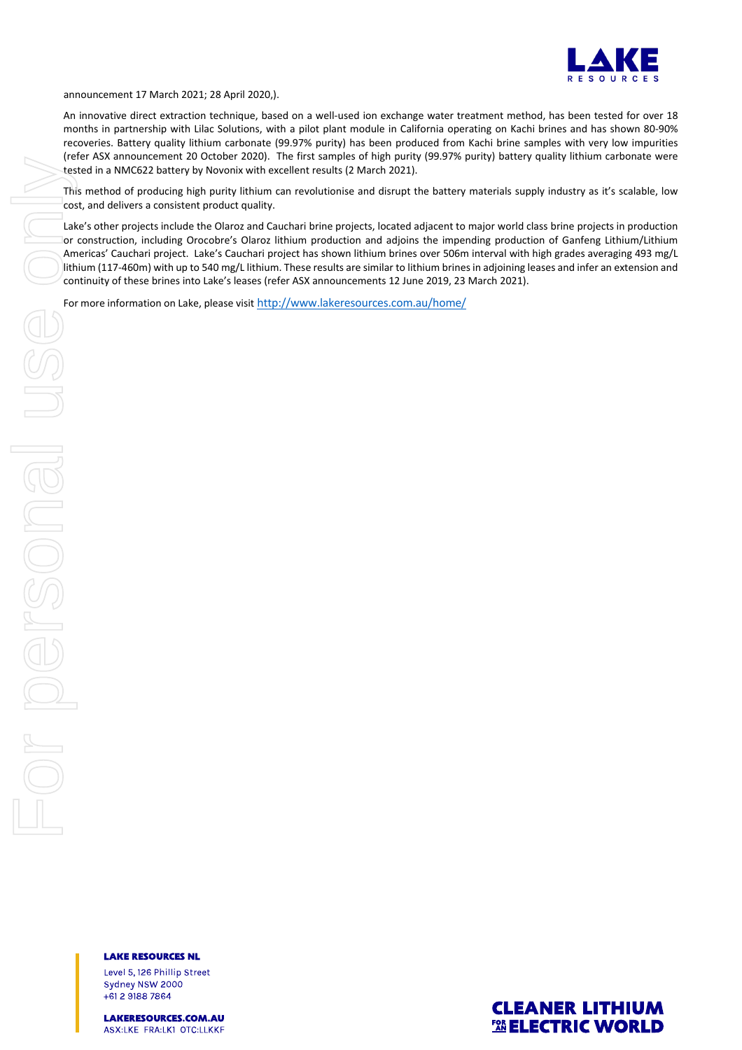announcement 17 March 2021; 28 April 2020,).

An innovative direct extraction technique, based on a well-used ion exchange water treatment method, has been tested for over 18 months in partnership with Lilac Solutions, with a pilot plant module in California operating on Kachi brines and has shown 80-90% recoveries. Battery quality lithium carbonate (99.97% purity) has been produced from Kachi brine samples with very low impurities (refer ASX announcement 20 October 2020). The first samples of high purity (99.97% purity) battery quality lithium carbonate were tested in a NMC622 battery by Novonix with excellent results (2 March 2021).

This method of producing high purity lithium can revolutionise and disrupt the battery materials supply industry as it's scalable, low cost, and delivers a consistent product quality.

Lake's other projects include the Olaroz and Cauchari brine projects, located adjacent to major world class brine projects in production or construction, including Orocobre's Olaroz lithium production and adjoins the impending production of Ganfeng Lithium/Lithium Americas' Cauchari project. Lake's Cauchari project has shown lithium brines over 506m interval with high grades averaging 493 mg/L lithium (117-460m) with up to 540 mg/L lithium. These results are similar to lithium brines in adjoining leases and infer an extension and continuity of these brines into Lake's leases (refer ASX announcements 12 June 2019, 23 March 2021).

For more information on Lake, please visit http://www.lakeresources.com.au/home/